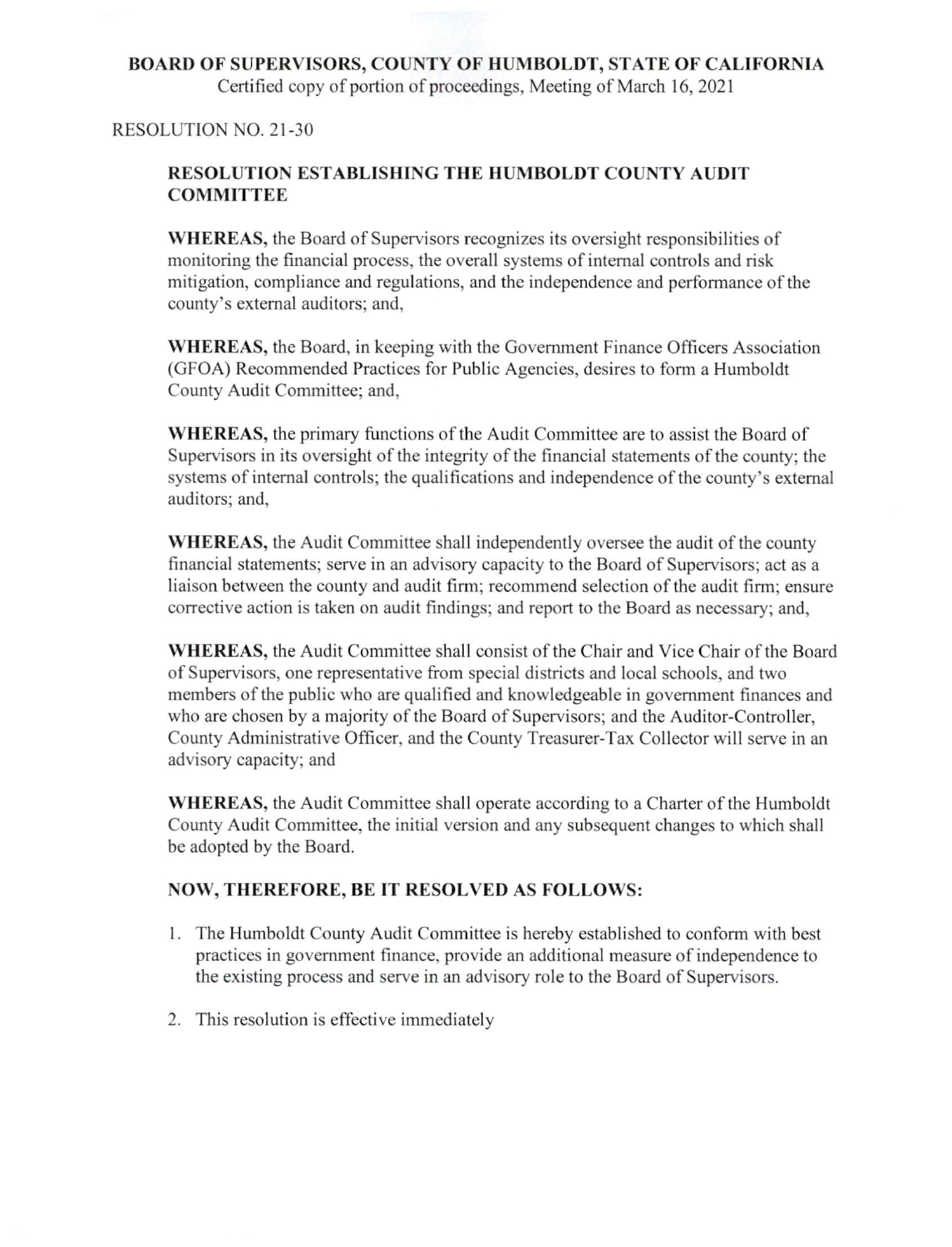**BOARD OF SUPERVISORS, COUNTY OF HUMBOLDT, STATE OF CALIFORNIA**
Certified copy of portion of proceedings, Meeting of March 16, 2021

RESOLUTION NO. 21-30

## RESOLUTION ESTABLISHING THE HUMBOLDT COUNTY AUDIT COMMITTEE

**WHEREAS,** the Board of Supervisors recognizes its oversight responsibilities of monitoring the financial process, the overall systems of internal controls and risk mitigation, compliance and regulations, and the independence and performance of the county's external auditors; and,

**WHEREAS,** the Board, in keeping with the Government Finance Officers Association (GFOA) Recommended Practices for Public Agencies, desires to form a Humboldt County Audit Committee; and,

**WHEREAS,** the primary functions of the Audit Committee are to assist the Board of Supervisors in its oversight of the integrity of the financial statements of the county; the systems of internal controls; the qualifications and independence of the county's external auditors; and,

**WHEREAS,** the Audit Committee shall independently oversee the audit of the county financial statements; serve in an advisory capacity to the Board of Supervisors; act as a liaison between the county and audit firm; recommend selection of the audit firm; ensure corrective action is taken on audit findings; and report to the Board as necessary; and,

**WHEREAS,** the Audit Committee shall consist of the Chair and Vice Chair of the Board of Supervisors, one representative from special districts and local schools, and two members of the public who are qualified and knowledgeable in government finances and who are chosen by a majority of the Board of Supervisors; and the Auditor-Controller, County Administrative Officer, and the County Treasurer-Tax Collector will serve in an advisory capacity; and

**WHEREAS,** the Audit Committee shall operate according to a Charter of the Humboldt County Audit Committee, the initial version and any subsequent changes to which shall be adopted by the Board.

### NOW, THEREFORE, BE IT RESOLVED AS FOLLOWS:

1. The Humboldt County Audit Committee is hereby established to conform with best practices in government finance, provide an additional measure of independence to the existing process and serve in an advisory role to the Board of Supervisors.

2. This resolution is effective immediately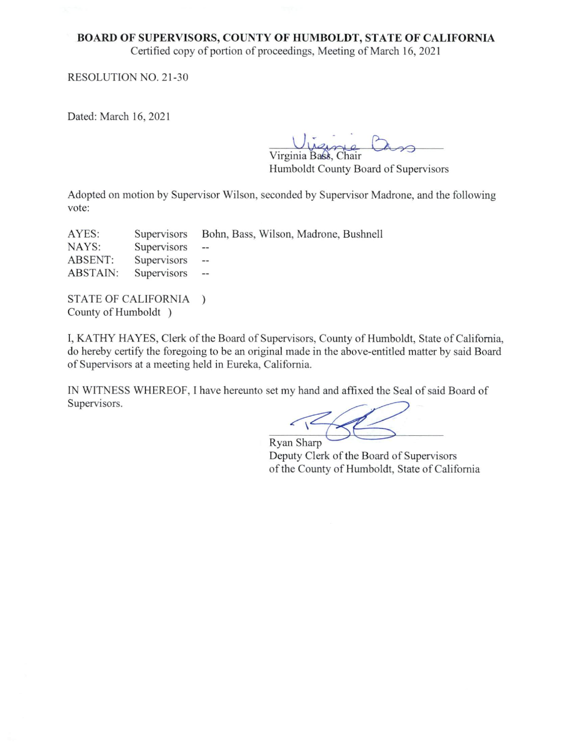**BOARD OF SUPERVISORS, COUNTY OF HUMBOLDT, STATE OF CALIFORNIA**
Certified copy of portion of proceedings, Meeting of March 16, 2021

RESOLUTION NO. 21-30

Dated: March 16, 2021

Virginia Bass, Chair
Humboldt County Board of Supervisors

Adopted on motion by Supervisor Wilson, seconded by Supervisor Madrone, and the following vote:

| | | |
|---|---|---|
| AYES: | Supervisors | Bohn, Bass, Wilson, Madrone, Bushnell |
| NAYS: | Supervisors | -- |
| ABSENT: | Supervisors | -- |
| ABSTAIN: | Supervisors | -- |

STATE OF CALIFORNIA )
County of Humboldt )

I, KATHY HAYES, Clerk of the Board of Supervisors, County of Humboldt, State of California, do hereby certify the foregoing to be an original made in the above-entitled matter by said Board of Supervisors at a meeting held in Eureka, California.

IN WITNESS WHEREOF, I have hereunto set my hand and affixed the Seal of said Board of Supervisors.

Ryan Sharp
Deputy Clerk of the Board of Supervisors
of the County of Humboldt, State of California